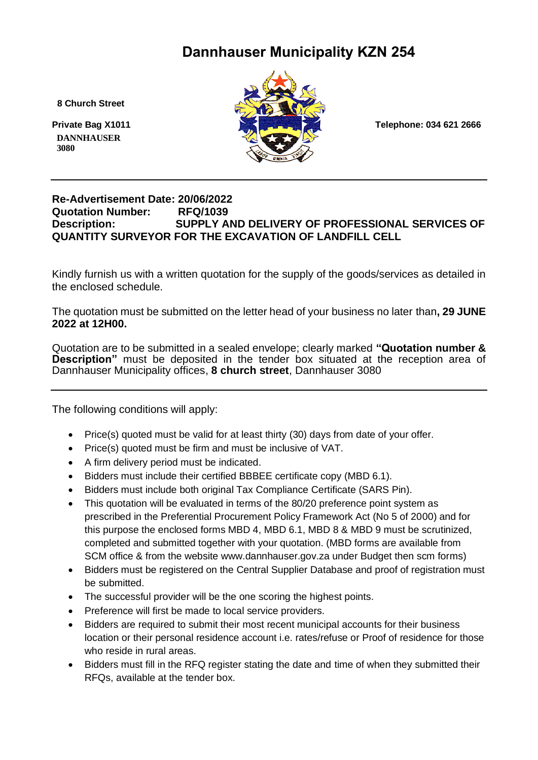# Dannhauser Municipality KZN 254

**8 Church Street**

**Private Bag X1011**
**DANNHAUSER**
**3080**

**Telephone: 034 621 2666**

---

**Re-Advertisement Date: 20/06/2022**
**Quotation Number: RFQ/1039**
**Description: SUPPLY AND DELIVERY OF PROFESSIONAL SERVICES OF QUANTITY SURVEYOR FOR THE EXCAVATION OF LANDFILL CELL**

Kindly furnish us with a written quotation for the supply of the goods/services as detailed in the enclosed schedule.

The quotation must be submitted on the letter head of your business no later than**, 29 JUNE 2022 at 12H00.**

Quotation are to be submitted in a sealed envelope; clearly marked **"Quotation number & Description"** must be deposited in the tender box situated at the reception area of Dannhauser Municipality offices, **8 church street**, Dannhauser 3080

---

The following conditions will apply:

- Price(s) quoted must be valid for at least thirty (30) days from date of your offer.
- Price(s) quoted must be firm and must be inclusive of VAT.
- A firm delivery period must be indicated.
- Bidders must include their certified BBBEE certificate copy (MBD 6.1).
- Bidders must include both original Tax Compliance Certificate (SARS Pin).
- This quotation will be evaluated in terms of the 80/20 preference point system as prescribed in the Preferential Procurement Policy Framework Act (No 5 of 2000) and for this purpose the enclosed forms MBD 4, MBD 6.1, MBD 8 & MBD 9 must be scrutinized, completed and submitted together with your quotation. (MBD forms are available from SCM office & from the website www.dannhauser.gov.za under Budget then scm forms)
- Bidders must be registered on the Central Supplier Database and proof of registration must be submitted.
- The successful provider will be the one scoring the highest points.
- Preference will first be made to local service providers.
- Bidders are required to submit their most recent municipal accounts for their business location or their personal residence account i.e. rates/refuse or Proof of residence for those who reside in rural areas.
- Bidders must fill in the RFQ register stating the date and time of when they submitted their RFQs, available at the tender box.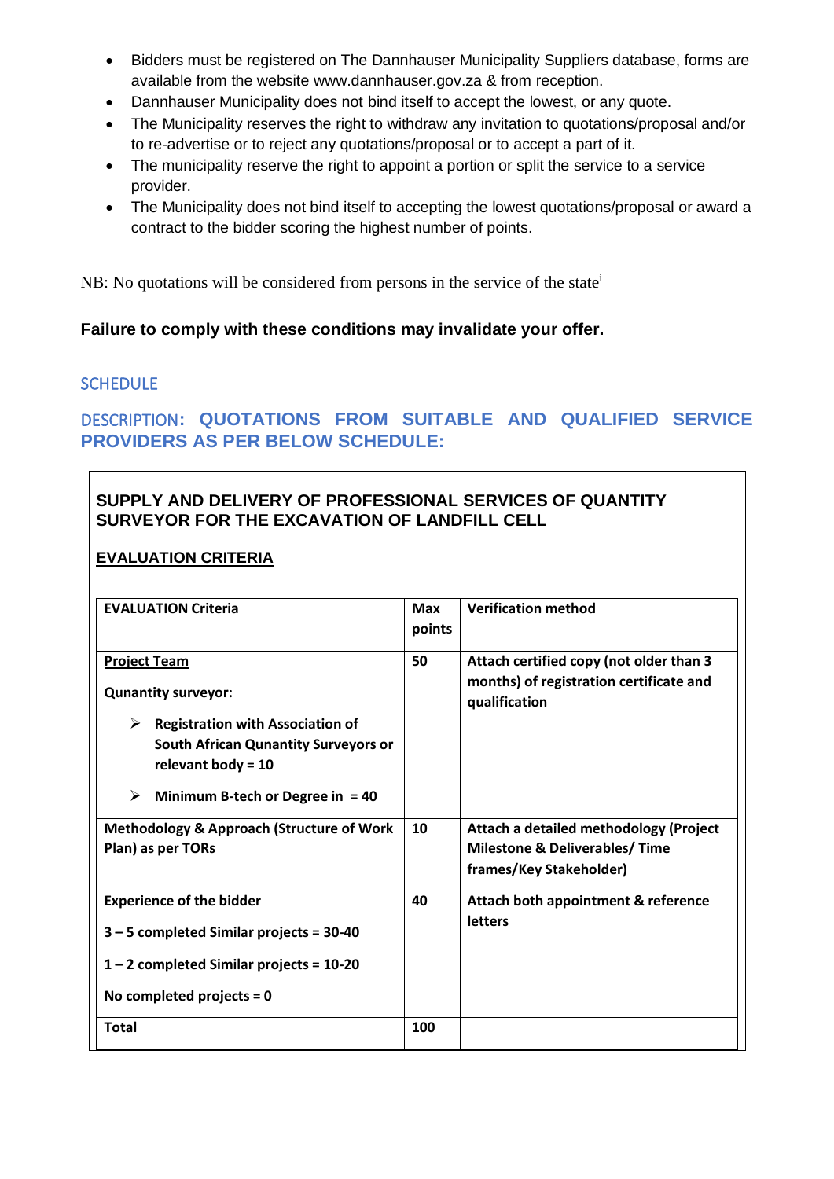- Bidders must be registered on The Dannhauser Municipality Suppliers database, forms are available from the website www.dannhauser.gov.za & from reception.
- Dannhauser Municipality does not bind itself to accept the lowest, or any quote.
- The Municipality reserves the right to withdraw any invitation to quotations/proposal and/or to re-advertise or to reject any quotations/proposal or to accept a part of it.
- The municipality reserve the right to appoint a portion or split the service to a service provider.
- The Municipality does not bind itself to accepting the lowest quotations/proposal or award a contract to the bidder scoring the highest number of points.

NB: No quotations will be considered from persons in the service of the state[i]

**Failure to comply with these conditions may invalidate your offer.**

## SCHEDULE

## DESCRIPTION: QUOTATIONS FROM SUITABLE AND QUALIFIED SERVICE PROVIDERS AS PER BELOW SCHEDULE:

**SUPPLY AND DELIVERY OF PROFESSIONAL SERVICES OF QUANTITY SURVEYOR FOR THE EXCAVATION OF LANDFILL CELL**

**EVALUATION CRITERIA**

| EVALUATION Criteria | Max points | Verification method |
|---|---|---|
| **Project Team**<br>**Qunantity surveyor:**<br>➢ **Registration with Association of South African Qunantity Surveyors or relevant body = 10**<br>➢ **Minimum B-tech or Degree in = 40** | **50** | **Attach certified copy (not older than 3 months) of registration certificate and qualification** |
| **Methodology & Approach (Structure of Work Plan) as per TORs** | **10** | **Attach a detailed methodology (Project Milestone & Deliverables/ Time frames/Key Stakeholder)** |
| **Experience of the bidder**<br>**3 – 5 completed Similar projects = 30-40**<br>**1 – 2 completed Similar projects = 10-20**<br>**No completed projects = 0** | **40** | **Attach both appointment & reference letters** |
| **Total** | **100** | |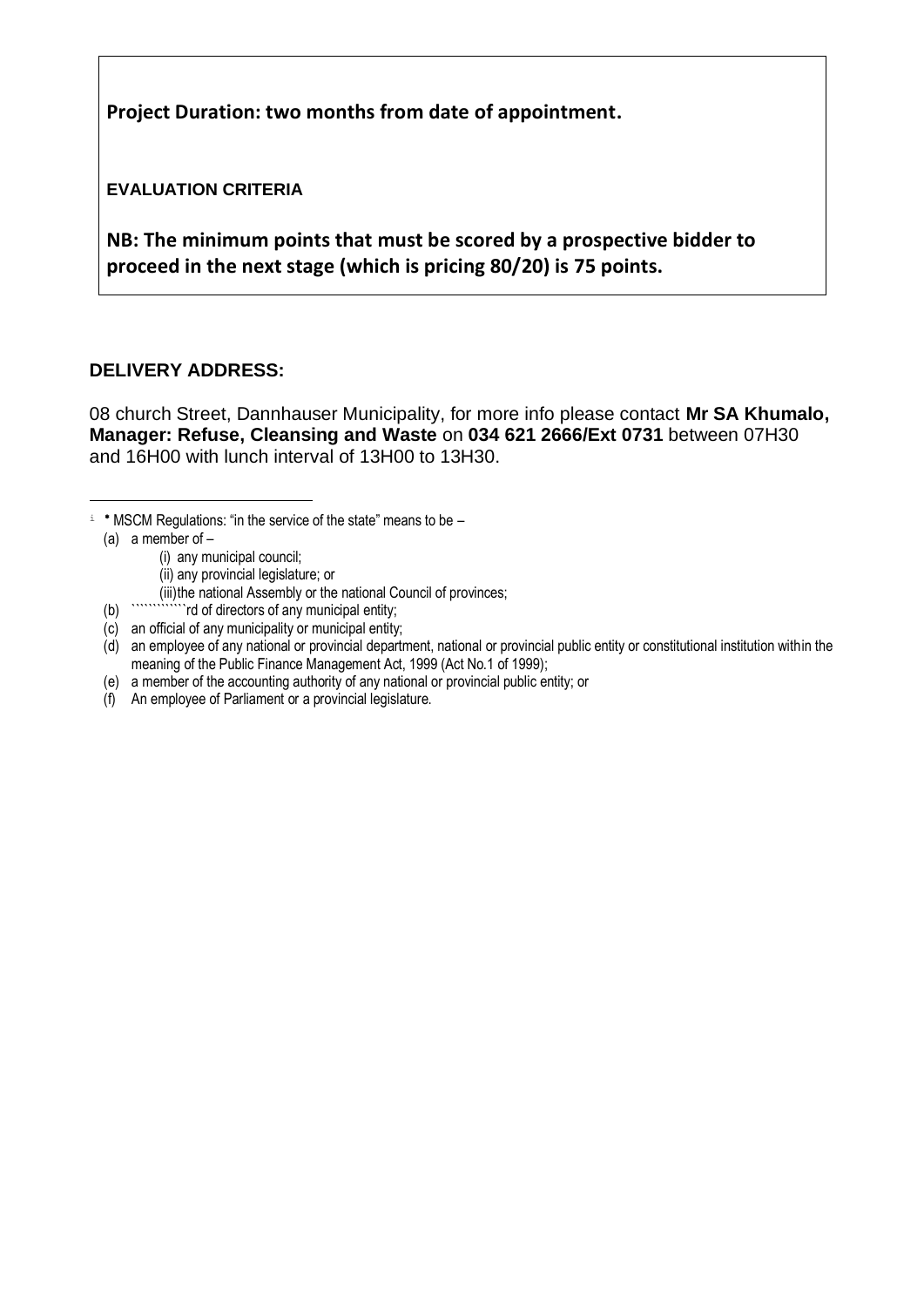**Project Duration: two months from date of appointment.**

**EVALUATION CRITERIA**

**NB: The minimum points that must be scored by a prospective bidder to proceed in the next stage (which is pricing 80/20) is 75 points.**

**DELIVERY ADDRESS:**

08 church Street, Dannhauser Municipality, for more info please contact **Mr SA Khumalo, Manager: Refuse, Cleansing and Waste** on **034 621 2666/Ext 0731** between 07H30 and 16H00 with lunch interval of 13H00 to 13H30.

---

[i] • MSCM Regulations: "in the service of the state" means to be –

(a) a member of –
   (i) any municipal council;
   (ii) any provincial legislature; or
   (iii) the national Assembly or the national Council of provinces;
(b) ````````````rd of directors of any municipal entity;
(c) an official of any municipality or municipal entity;
(d) an employee of any national or provincial department, national or provincial public entity or constitutional institution within the meaning of the Public Finance Management Act, 1999 (Act No.1 of 1999);
(e) a member of the accounting authority of any national or provincial public entity; or
(f) An employee of Parliament or a provincial legislature.